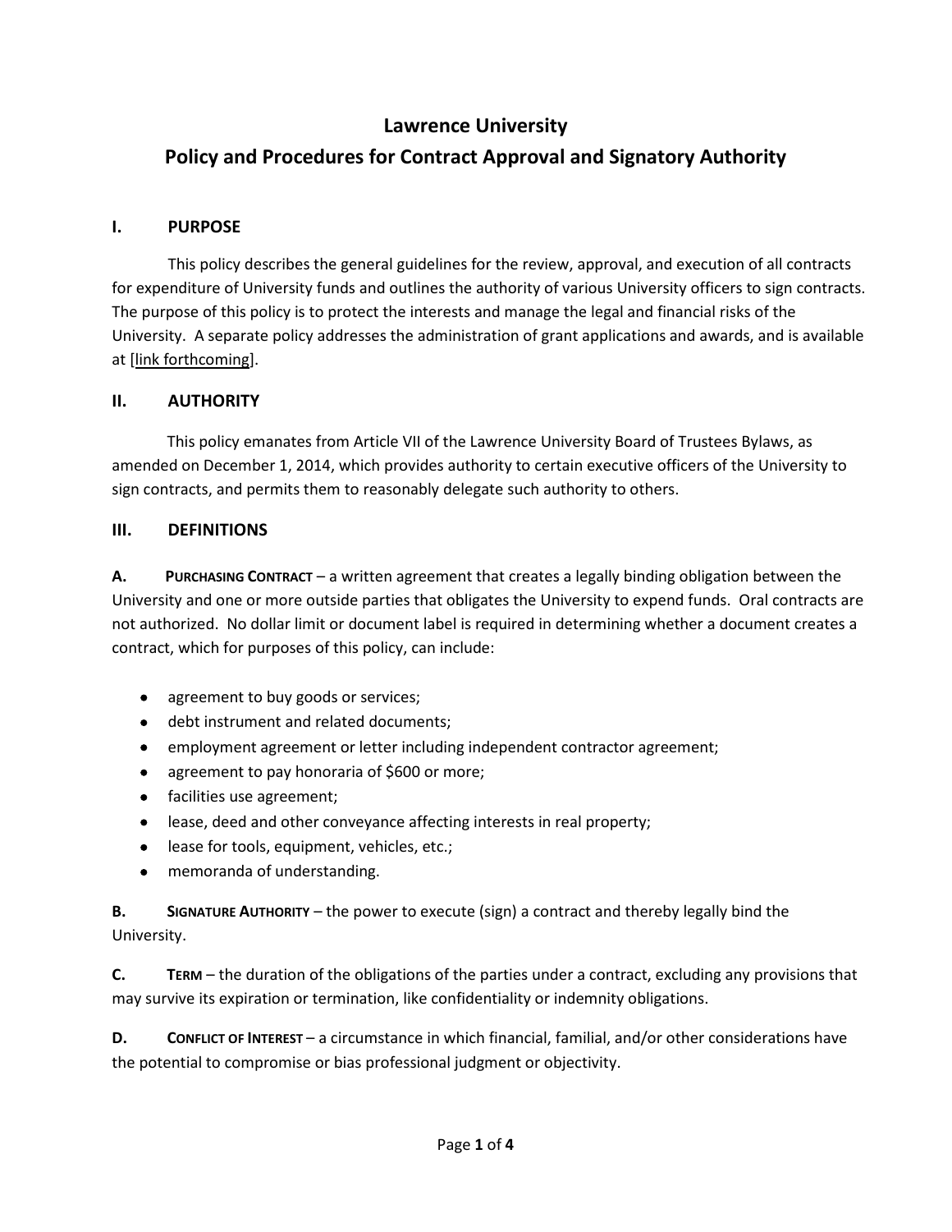# Lawrence University

# Policy and Procedures for Contract Approval and Signatory Authority

## I. PURPOSE

This policy describes the general guidelines for the review, approval, and execution of all contracts for expenditure of University funds and outlines the authority of various University officers to sign contracts. The purpose of this policy is to protect the interests and manage the legal and financial risks of the University. A separate policy addresses the administration of grant applications and awards, and is available at [link forthcoming].

## II. AUTHORITY

This policy emanates from Article VII of the Lawrence University Board of Trustees Bylaws, as amended on December 1, 2014, which provides authority to certain executive officers of the University to sign contracts, and permits them to reasonably delegate such authority to others.

## III. DEFINITIONS

**A. PURCHASING CONTRACT** – a written agreement that creates a legally binding obligation between the University and one or more outside parties that obligates the University to expend funds. Oral contracts are not authorized. No dollar limit or document label is required in determining whether a document creates a contract, which for purposes of this policy, can include:

- agreement to buy goods or services;
- debt instrument and related documents;
- employment agreement or letter including independent contractor agreement;
- agreement to pay honoraria of $600 or more;
- facilities use agreement;
- lease, deed and other conveyance affecting interests in real property;
- lease for tools, equipment, vehicles, etc.;
- memoranda of understanding.

**B. SIGNATURE AUTHORITY** – the power to execute (sign) a contract and thereby legally bind the University.

**C. TERM** – the duration of the obligations of the parties under a contract, excluding any provisions that may survive its expiration or termination, like confidentiality or indemnity obligations.

**D. CONFLICT OF INTEREST** – a circumstance in which financial, familial, and/or other considerations have the potential to compromise or bias professional judgment or objectivity.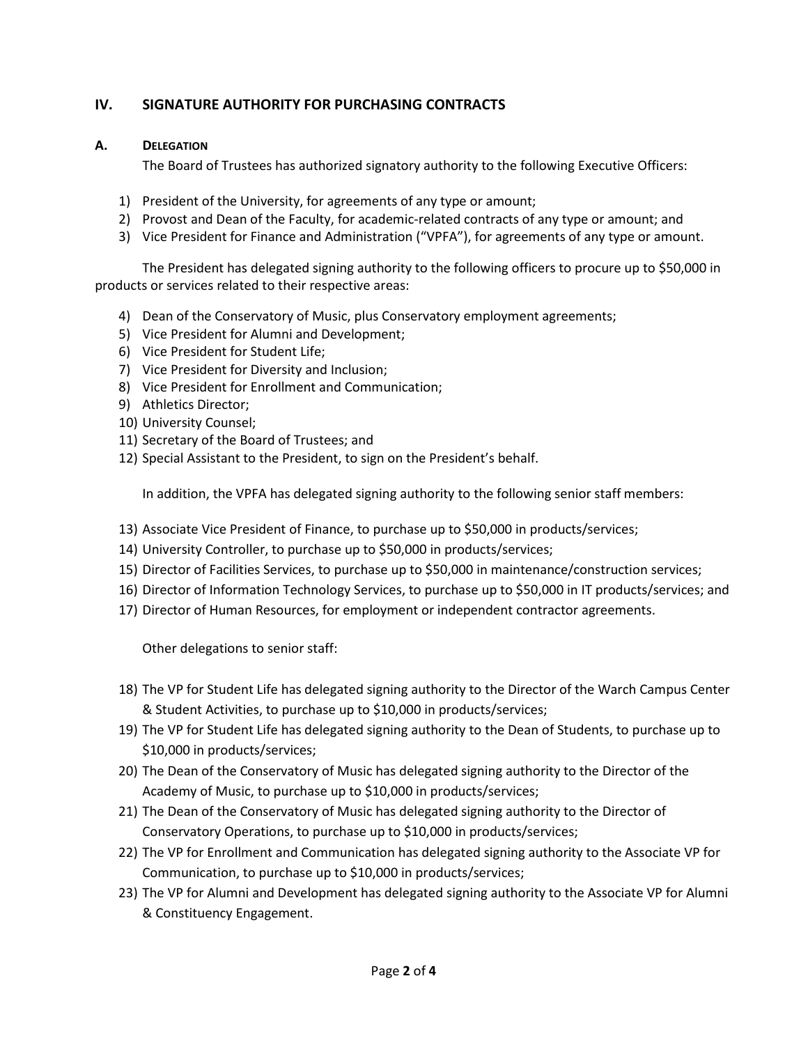## IV. SIGNATURE AUTHORITY FOR PURCHASING CONTRACTS

### A. DELEGATION

The Board of Trustees has authorized signatory authority to the following Executive Officers:

1) President of the University, for agreements of any type or amount;
2) Provost and Dean of the Faculty, for academic-related contracts of any type or amount; and
3) Vice President for Finance and Administration ("VPFA"), for agreements of any type or amount.

The President has delegated signing authority to the following officers to procure up to $50,000 in products or services related to their respective areas:

4) Dean of the Conservatory of Music, plus Conservatory employment agreements;
5) Vice President for Alumni and Development;
6) Vice President for Student Life;
7) Vice President for Diversity and Inclusion;
8) Vice President for Enrollment and Communication;
9) Athletics Director;
10) University Counsel;
11) Secretary of the Board of Trustees; and
12) Special Assistant to the President, to sign on the President's behalf.

In addition, the VPFA has delegated signing authority to the following senior staff members:

13) Associate Vice President of Finance, to purchase up to $50,000 in products/services;
14) University Controller, to purchase up to $50,000 in products/services;
15) Director of Facilities Services, to purchase up to $50,000 in maintenance/construction services;
16) Director of Information Technology Services, to purchase up to $50,000 in IT products/services; and
17) Director of Human Resources, for employment or independent contractor agreements.

Other delegations to senior staff:

18) The VP for Student Life has delegated signing authority to the Director of the Warch Campus Center & Student Activities, to purchase up to $10,000 in products/services;
19) The VP for Student Life has delegated signing authority to the Dean of Students, to purchase up to $10,000 in products/services;
20) The Dean of the Conservatory of Music has delegated signing authority to the Director of the Academy of Music, to purchase up to $10,000 in products/services;
21) The Dean of the Conservatory of Music has delegated signing authority to the Director of Conservatory Operations, to purchase up to $10,000 in products/services;
22) The VP for Enrollment and Communication has delegated signing authority to the Associate VP for Communication, to purchase up to $10,000 in products/services;
23) The VP for Alumni and Development has delegated signing authority to the Associate VP for Alumni & Constituency Engagement.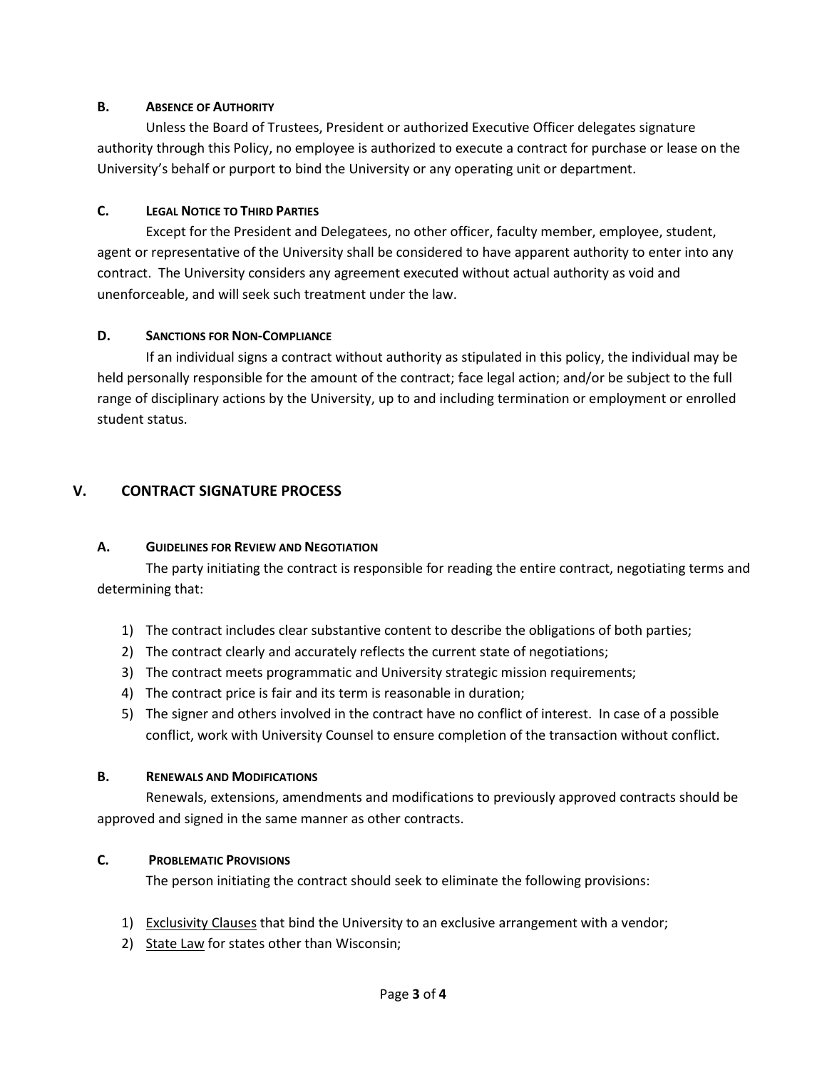### B. Absence of Authority

Unless the Board of Trustees, President or authorized Executive Officer delegates signature authority through this Policy, no employee is authorized to execute a contract for purchase or lease on the University's behalf or purport to bind the University or any operating unit or department.

### C. Legal Notice to Third Parties

Except for the President and Delegatees, no other officer, faculty member, employee, student, agent or representative of the University shall be considered to have apparent authority to enter into any contract. The University considers any agreement executed without actual authority as void and unenforceable, and will seek such treatment under the law.

### D. Sanctions for Non-Compliance

If an individual signs a contract without authority as stipulated in this policy, the individual may be held personally responsible for the amount of the contract; face legal action; and/or be subject to the full range of disciplinary actions by the University, up to and including termination or employment or enrolled student status.

## V. CONTRACT SIGNATURE PROCESS

### A. Guidelines for Review and Negotiation

The party initiating the contract is responsible for reading the entire contract, negotiating terms and determining that:

1) The contract includes clear substantive content to describe the obligations of both parties;
2) The contract clearly and accurately reflects the current state of negotiations;
3) The contract meets programmatic and University strategic mission requirements;
4) The contract price is fair and its term is reasonable in duration;
5) The signer and others involved in the contract have no conflict of interest. In case of a possible conflict, work with University Counsel to ensure completion of the transaction without conflict.

### B. Renewals and Modifications

Renewals, extensions, amendments and modifications to previously approved contracts should be approved and signed in the same manner as other contracts.

### C. Problematic Provisions

The person initiating the contract should seek to eliminate the following provisions:

1) <u>Exclusivity Clauses</u> that bind the University to an exclusive arrangement with a vendor;
2) <u>State Law</u> for states other than Wisconsin;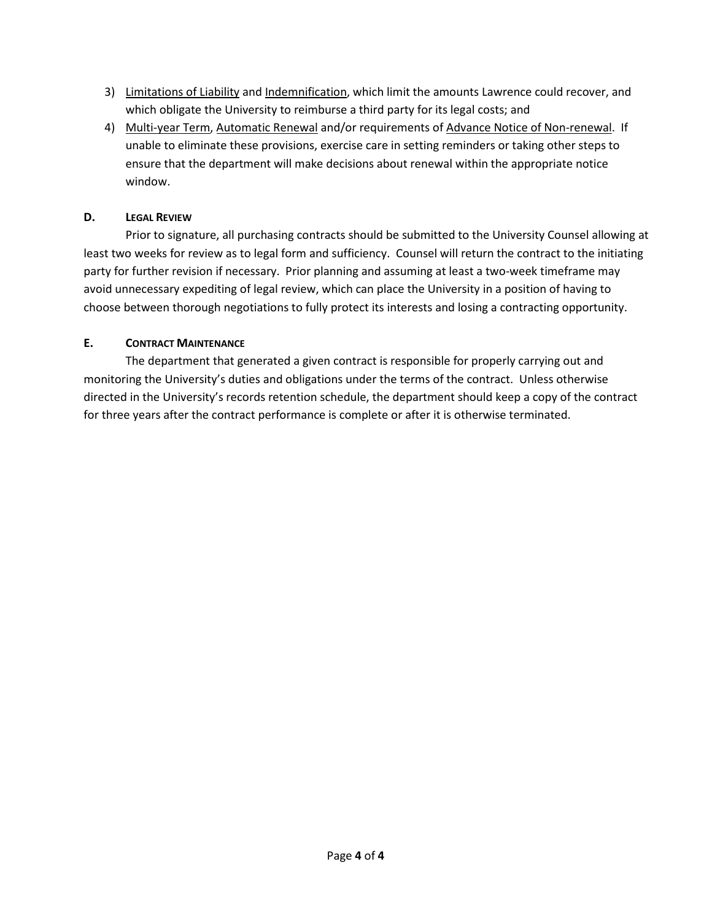3) <u>Limitations of Liability</u> and <u>Indemnification</u>, which limit the amounts Lawrence could recover, and which obligate the University to reimburse a third party for its legal costs; and
4) <u>Multi-year Term</u>, <u>Automatic Renewal</u> and/or requirements of <u>Advance Notice of Non-renewal</u>. If unable to eliminate these provisions, exercise care in setting reminders or taking other steps to ensure that the department will make decisions about renewal within the appropriate notice window.

### D. LEGAL REVIEW

Prior to signature, all purchasing contracts should be submitted to the University Counsel allowing at least two weeks for review as to legal form and sufficiency. Counsel will return the contract to the initiating party for further revision if necessary. Prior planning and assuming at least a two-week timeframe may avoid unnecessary expediting of legal review, which can place the University in a position of having to choose between thorough negotiations to fully protect its interests and losing a contracting opportunity.

### E. CONTRACT MAINTENANCE

The department that generated a given contract is responsible for properly carrying out and monitoring the University's duties and obligations under the terms of the contract. Unless otherwise directed in the University's records retention schedule, the department should keep a copy of the contract for three years after the contract performance is complete or after it is otherwise terminated.